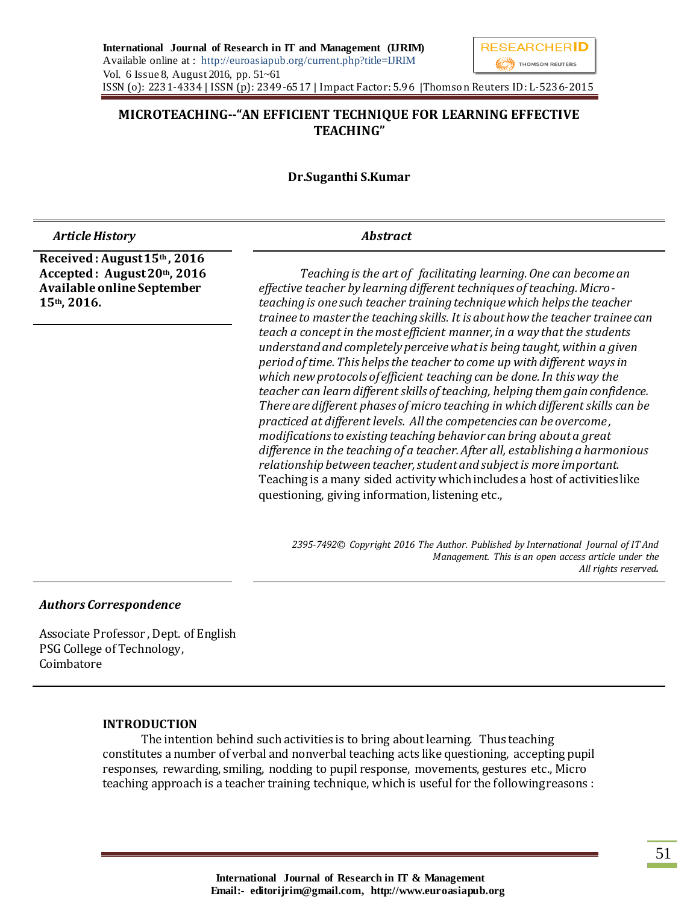# MICROTEACHING--"AN EFFICIENT TECHNIQUE FOR LEARNING EFFECTIVE TEACHING"

**Dr.Suganthi S.Kumar**

***Article History***

**Received : August 15th, 2016**
**Accepted : August 20th, 2016**
**Available online September 15th, 2016.**

***Abstract***

*Teaching is the art of facilitating learning. One can become an effective teacher by learning different techniques of teaching. Micro-teaching is one such teacher training technique which helps the teacher trainee to master the teaching skills. It is about how the teacher trainee can teach a concept in the most efficient manner, in a way that the students understand and completely perceive what is being taught, within a given period of time. This helps the teacher to come up with different ways in which new protocols of efficient teaching can be done. In this way the teacher can learn different skills of teaching, helping them gain confidence. There are different phases of micro teaching in which different skills can be practiced at different levels. All the competencies can be overcome, modifications to existing teaching behavior can bring about a great difference in the teaching of a teacher. After all, establishing a harmonious relationship between teacher, student and subject is more important.*
Teaching is a many sided activity which includes a host of activities like questioning, giving information, listening etc.,

*2395-7492© Copyright 2016 The Author. Published by International Journal of IT And Management. This is an open access article under the All rights reserved.*

***Authors Correspondence***

Associate Professor, Dept. of English
PSG College of Technology,
Coimbatore

## INTRODUCTION

The intention behind such activities is to bring about learning. Thus teaching constitutes a number of verbal and nonverbal teaching acts like questioning, accepting pupil responses, rewarding, smiling, nodding to pupil response, movements, gestures etc., Micro teaching approach is a teacher training technique, which is useful for the following reasons :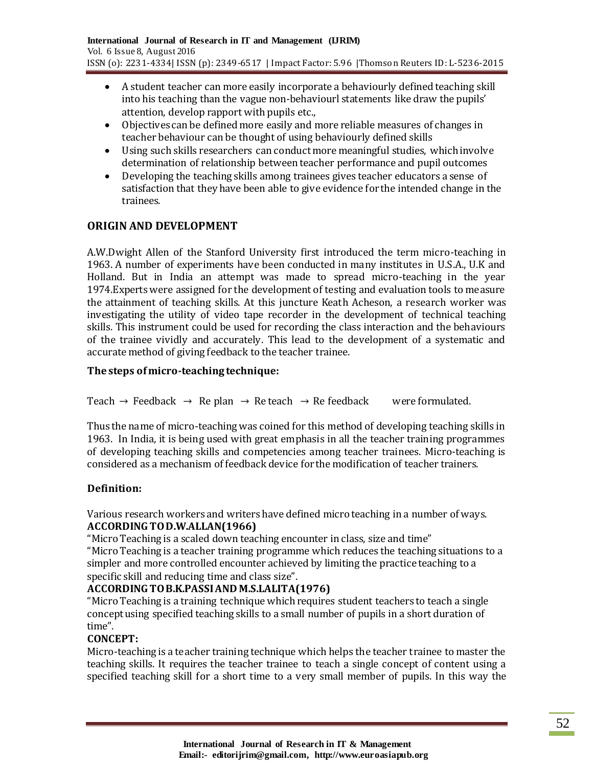- A student teacher can more easily incorporate a behaviourly defined teaching skill into his teaching than the vague non-behaviourl statements like draw the pupils' attention, develop rapport with pupils etc.,
- Objectives can be defined more easily and more reliable measures of changes in teacher behaviour can be thought of using behaviourly defined skills
- Using such skills researchers can conduct more meaningful studies, which involve determination of relationship between teacher performance and pupil outcomes
- Developing the teaching skills among trainees gives teacher educators a sense of satisfaction that they have been able to give evidence for the intended change in the trainees.

## ORIGIN AND DEVELOPMENT

A.W.Dwight Allen of the Stanford University first introduced the term micro-teaching in 1963. A number of experiments have been conducted in many institutes in U.S.A., U.K and Holland. But in India an attempt was made to spread micro-teaching in the year 1974.Experts were assigned for the development of testing and evaluation tools to measure the attainment of teaching skills. At this juncture Keath Acheson, a research worker was investigating the utility of video tape recorder in the development of technical teaching skills. This instrument could be used for recording the class interaction and the behaviours of the trainee vividly and accurately. This lead to the development of a systematic and accurate method of giving feedback to the teacher trainee.

### The steps of micro-teaching technique:

Teach → Feedback → Re plan → Re teach → Re feedback were formulated.

Thus the name of micro-teaching was coined for this method of developing teaching skills in 1963. In India, it is being used with great emphasis in all the teacher training programmes of developing teaching skills and competencies among teacher trainees. Micro-teaching is considered as a mechanism of feedback device for the modification of teacher trainers.

### Definition:

Various research workers and writers have defined micro teaching in a number of ways.

**ACCORDING TO D.W.ALLAN(1966)**

"Micro Teaching is a scaled down teaching encounter in class, size and time"

"Micro Teaching is a teacher training programme which reduces the teaching situations to a simpler and more controlled encounter achieved by limiting the practice teaching to a specific skill and reducing time and class size".

**ACCORDING TO B.K.PASSI AND M.S.LALITA(1976)**

"Micro Teaching is a training technique which requires student teachers to teach a single concept using specified teaching skills to a small number of pupils in a short duration of time".

**CONCEPT:**

Micro-teaching is a teacher training technique which helps the teacher trainee to master the teaching skills. It requires the teacher trainee to teach a single concept of content using a specified teaching skill for a short time to a very small member of pupils. In this way the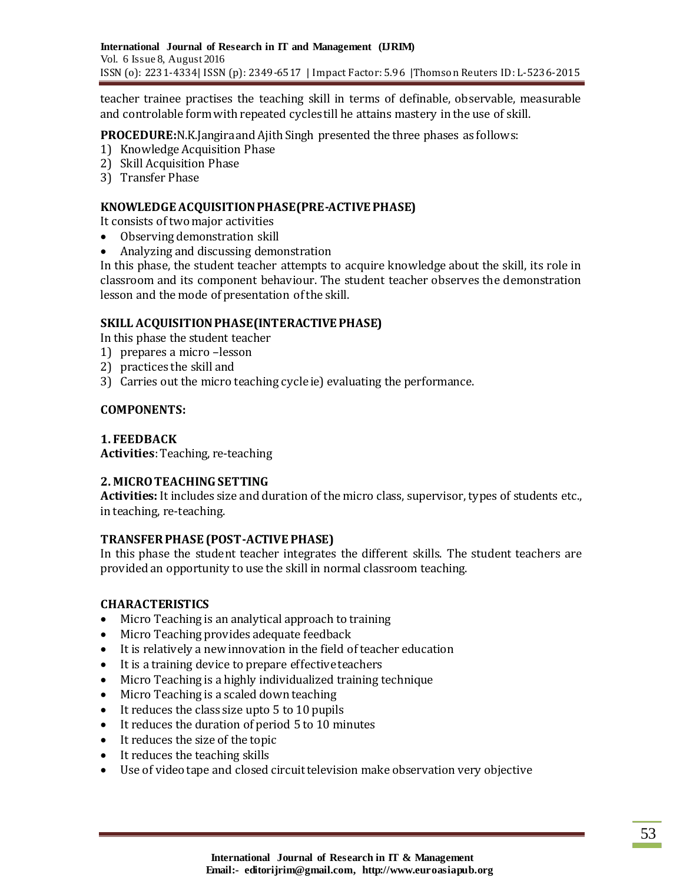teacher trainee practises the teaching skill in terms of definable, observable, measurable and controlable form with repeated cycles till he attains mastery in the use of skill.

**PROCEDURE:**N.K.Jangira and Ajith Singh presented the three phases as follows:

1) Knowledge Acquisition Phase
2) Skill Acquisition Phase
3) Transfer Phase

### KNOWLEDGE ACQUISITION PHASE(PRE-ACTIVE PHASE)

It consists of two major activities

- Observing demonstration skill
- Analyzing and discussing demonstration

In this phase, the student teacher attempts to acquire knowledge about the skill, its role in classroom and its component behaviour. The student teacher observes the demonstration lesson and the mode of presentation of the skill.

### SKILL ACQUISITION PHASE(INTERACTIVE PHASE)

In this phase the student teacher

1) prepares a micro –lesson
2) practices the skill and
3) Carries out the micro teaching cycle ie) evaluating the performance.

### COMPONENTS:

### 1. FEEDBACK

**Activities**: Teaching, re-teaching

### 2. MICRO TEACHING SETTING

**Activities:** It includes size and duration of the micro class, supervisor, types of students etc., in teaching, re-teaching.

### TRANSFER PHASE (POST-ACTIVE PHASE)

In this phase the student teacher integrates the different skills. The student teachers are provided an opportunity to use the skill in normal classroom teaching.

### CHARACTERISTICS

- Micro Teaching is an analytical approach to training
- Micro Teaching provides adequate feedback
- It is relatively a new innovation in the field of teacher education
- It is a training device to prepare effective teachers
- Micro Teaching is a highly individualized training technique
- Micro Teaching is a scaled down teaching
- It reduces the class size upto 5 to 10 pupils
- It reduces the duration of period 5 to 10 minutes
- It reduces the size of the topic
- It reduces the teaching skills
- Use of video tape and closed circuit television make observation very objective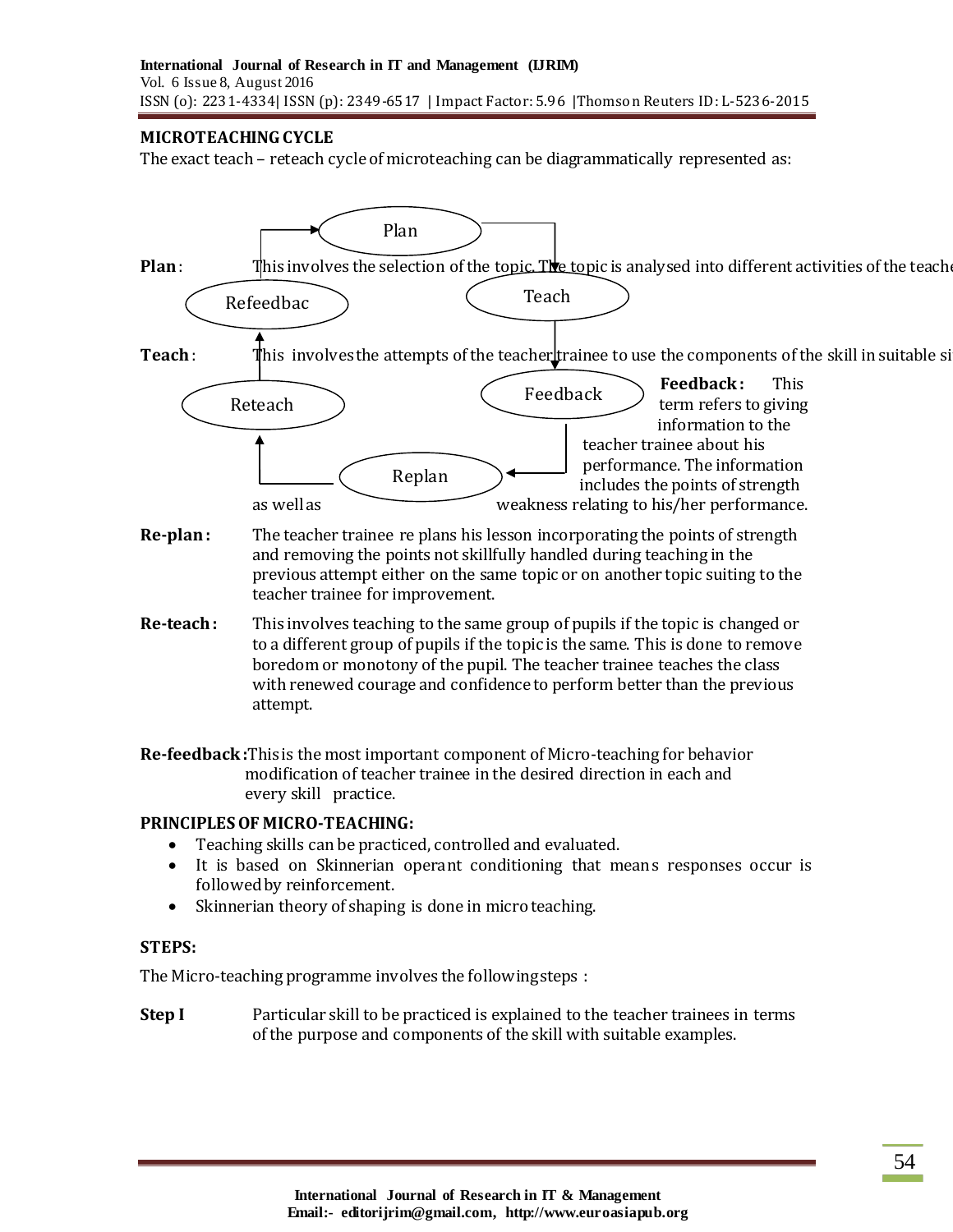**MICROTEACHING CYCLE**

The exact teach – reteach cycle of microteaching can be diagrammatically represented as:

Plan → Teach → Feedback → Replan → Reteach → Refeedbac → Plan

**Plan**: This involves the selection of the topic. The topic is analysed into different activities of the teache

**Teach**: This involves the attempts of the teacher trainee to use the components of the skill in suitable si

**Feedback**: This term refers to giving information to the teacher trainee about his performance. The information includes the points of strength as well as weakness relating to his/her performance.

**Re-plan**: The teacher trainee re plans his lesson incorporating the points of strength and removing the points not skillfully handled during teaching in the previous attempt either on the same topic or on another topic suiting to the teacher trainee for improvement.

**Re-teach**: This involves teaching to the same group of pupils if the topic is changed or to a different group of pupils if the topic is the same. This is done to remove boredom or monotony of the pupil. The teacher trainee teaches the class with renewed courage and confidence to perform better than the previous attempt.

**Re-feedback**: This is the most important component of Micro-teaching for behavior modification of teacher trainee in the desired direction in each and every skill practice.

**PRINCIPLES OF MICRO-TEACHING:**

- Teaching skills can be practiced, controlled and evaluated.
- It is based on Skinnerian operant conditioning that means responses occur is followed by reinforcement.
- Skinnerian theory of shaping is done in micro teaching.

**STEPS:**

The Micro-teaching programme involves the following steps :

**Step I** Particular skill to be practiced is explained to the teacher trainees in terms of the purpose and components of the skill with suitable examples.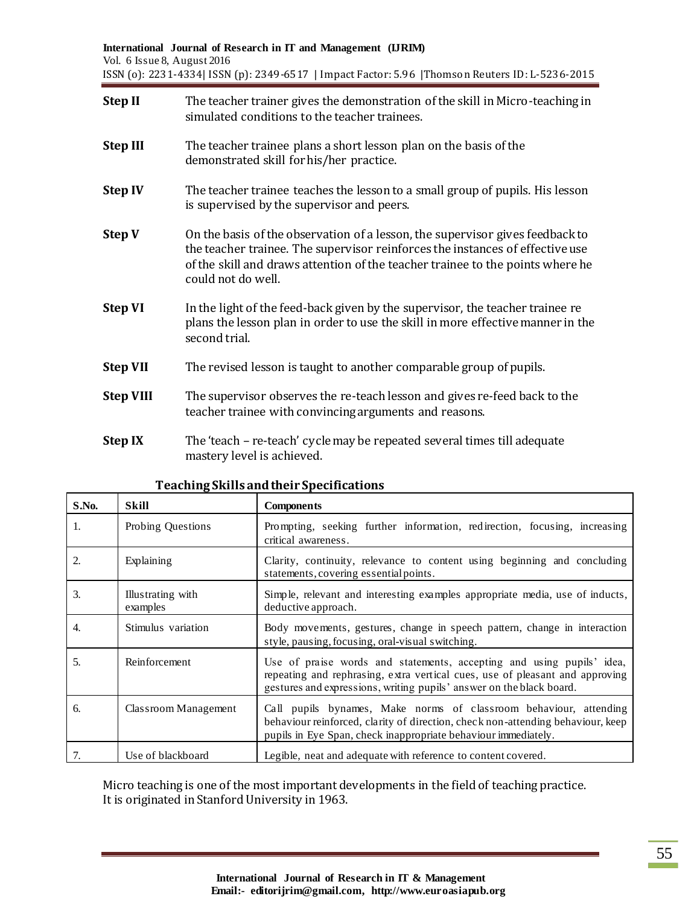**Step II** The teacher trainer gives the demonstration of the skill in Micro-teaching in simulated conditions to the teacher trainees.

**Step III** The teacher trainee plans a short lesson plan on the basis of the demonstrated skill for his/her practice.

**Step IV** The teacher trainee teaches the lesson to a small group of pupils. His lesson is supervised by the supervisor and peers.

**Step V** On the basis of the observation of a lesson, the supervisor gives feedback to the teacher trainee. The supervisor reinforces the instances of effective use of the skill and draws attention of the teacher trainee to the points where he could not do well.

**Step VI** In the light of the feed-back given by the supervisor, the teacher trainee re plans the lesson plan in order to use the skill in more effective manner in the second trial.

**Step VII** The revised lesson is taught to another comparable group of pupils.

**Step VIII** The supervisor observes the re-teach lesson and gives re-feed back to the teacher trainee with convincing arguments and reasons.

**Step IX** The 'teach – re-teach' cycle may be repeated several times till adequate mastery level is achieved.

**Teaching Skills and their Specifications**

| S.No. | Skill | Components |
|---|---|---|
| 1. | Probing Questions | Prompting, seeking further information, redirection, focusing, increasing critical awareness. |
| 2. | Explaining | Clarity, continuity, relevance to content using beginning and concluding statements, covering essential points. |
| 3. | Illustrating with examples | Simple, relevant and interesting examples appropriate media, use of inducts, deductive approach. |
| 4. | Stimulus variation | Body movements, gestures, change in speech pattern, change in interaction style, pausing, focusing, oral-visual switching. |
| 5. | Reinforcement | Use of praise words and statements, accepting and using pupils' idea, repeating and rephrasing, extra vertical cues, use of pleasant and approving gestures and expressions, writing pupils' answer on the black board. |
| 6. | Classroom Management | Call pupils bynames, Make norms of classroom behaviour, attending behaviour reinforced, clarity of direction, check non-attending behaviour, keep pupils in Eye Span, check inappropriate behaviour immediately. |
| 7. | Use of blackboard | Legible, neat and adequate with reference to content covered. |

Micro teaching is one of the most important developments in the field of teaching practice. It is originated in Stanford University in 1963.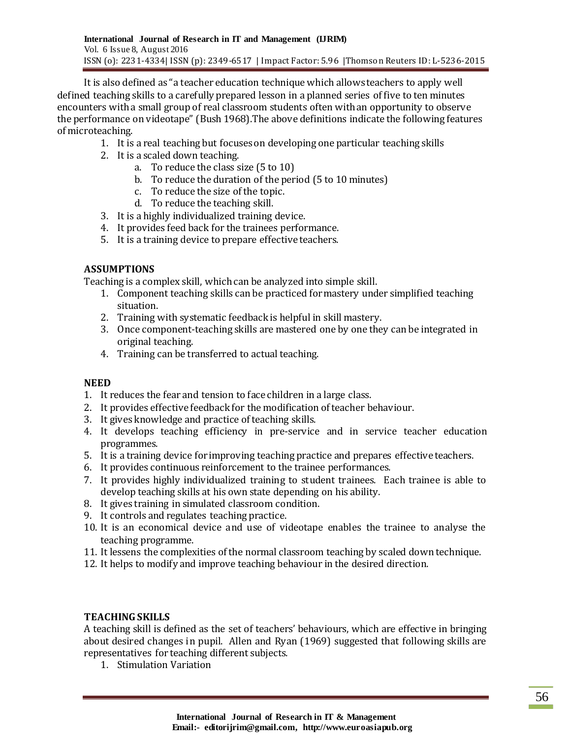It is also defined as "a teacher education technique which allows teachers to apply well defined teaching skills to a carefully prepared lesson in a planned series of five to ten minutes encounters with a small group of real classroom students often with an opportunity to observe the performance on videotape" (Bush 1968).The above definitions indicate the following features of microteaching.

1. It is a real teaching but focuses on developing one particular teaching skills
2. It is a scaled down teaching.
   a. To reduce the class size (5 to 10)
   b. To reduce the duration of the period (5 to 10 minutes)
   c. To reduce the size of the topic.
   d. To reduce the teaching skill.
3. It is a highly individualized training device.
4. It provides feed back for the trainees performance.
5. It is a training device to prepare effective teachers.

**ASSUMPTIONS**

Teaching is a complex skill, which can be analyzed into simple skill.

1. Component teaching skills can be practiced for mastery under simplified teaching situation.
2. Training with systematic feedback is helpful in skill mastery.
3. Once component-teaching skills are mastered one by one they can be integrated in original teaching.
4. Training can be transferred to actual teaching.

**NEED**

1. It reduces the fear and tension to face children in a large class.
2. It provides effective feedback for the modification of teacher behaviour.
3. It gives knowledge and practice of teaching skills.
4. It develops teaching efficiency in pre-service and in service teacher education programmes.
5. It is a training device for improving teaching practice and prepares effective teachers.
6. It provides continuous reinforcement to the trainee performances.
7. It provides highly individualized training to student trainees. Each trainee is able to develop teaching skills at his own state depending on his ability.
8. It gives training in simulated classroom condition.
9. It controls and regulates teaching practice.
10. It is an economical device and use of videotape enables the trainee to analyse the teaching programme.
11. It lessens the complexities of the normal classroom teaching by scaled down technique.
12. It helps to modify and improve teaching behaviour in the desired direction.

**TEACHING SKILLS**

A teaching skill is defined as the set of teachers' behaviours, which are effective in bringing about desired changes in pupil. Allen and Ryan (1969) suggested that following skills are representatives for teaching different subjects.

1. Stimulation Variation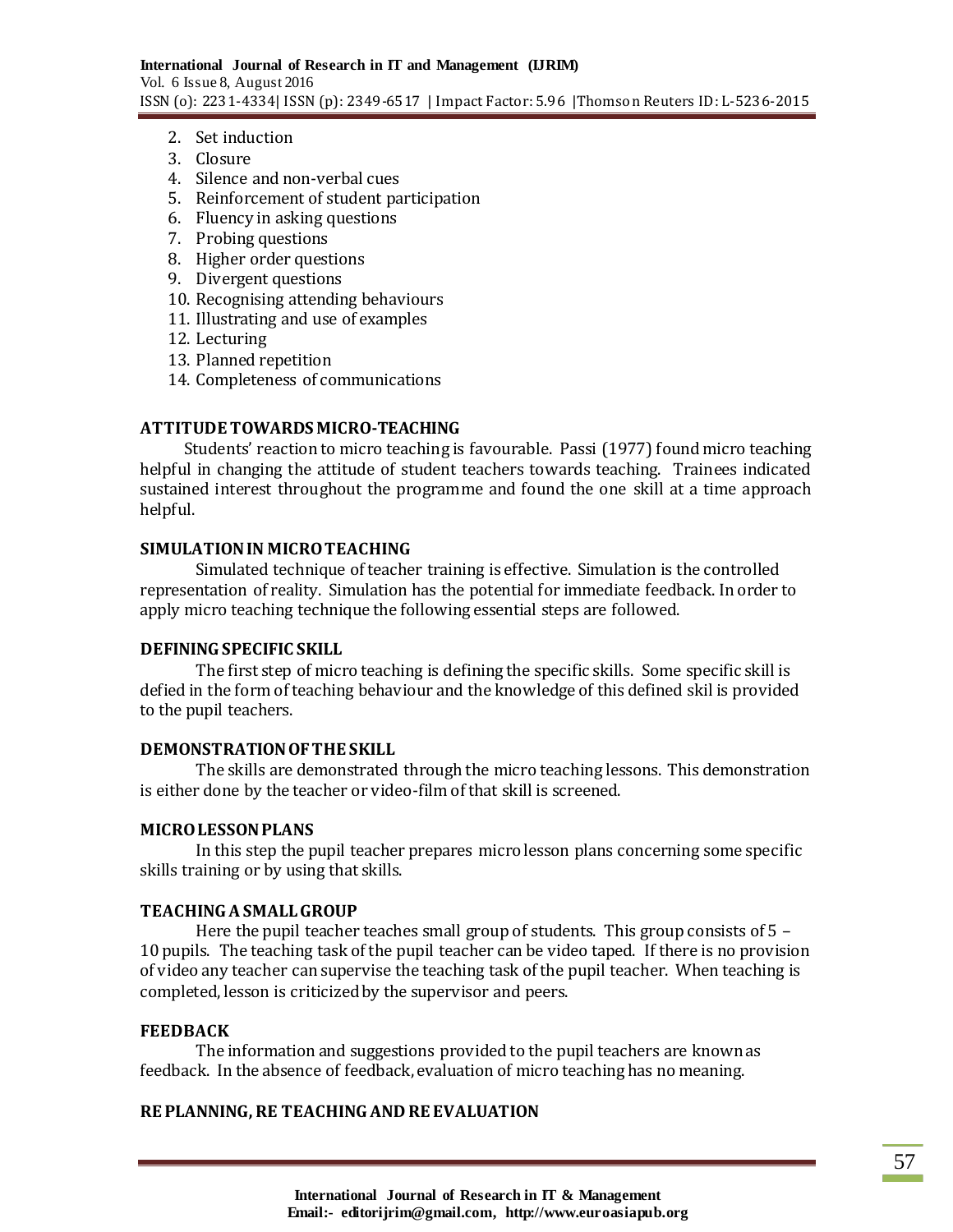2. Set induction
3. Closure
4. Silence and non-verbal cues
5. Reinforcement of student participation
6. Fluency in asking questions
7. Probing questions
8. Higher order questions
9. Divergent questions
10. Recognising attending behaviours
11. Illustrating and use of examples
12. Lecturing
13. Planned repetition
14. Completeness of communications

## ATTITUDE TOWARDS MICRO-TEACHING

Students' reaction to micro teaching is favourable. Passi (1977) found micro teaching helpful in changing the attitude of student teachers towards teaching. Trainees indicated sustained interest throughout the programme and found the one skill at a time approach helpful.

## SIMULATION IN MICRO TEACHING

Simulated technique of teacher training is effective. Simulation is the controlled representation of reality. Simulation has the potential for immediate feedback. In order to apply micro teaching technique the following essential steps are followed.

## DEFINING SPECIFIC SKILL

The first step of micro teaching is defining the specific skills. Some specific skill is defied in the form of teaching behaviour and the knowledge of this defined skil is provided to the pupil teachers.

## DEMONSTRATION OF THE SKILL

The skills are demonstrated through the micro teaching lessons. This demonstration is either done by the teacher or video-film of that skill is screened.

## MICRO LESSON PLANS

In this step the pupil teacher prepares micro lesson plans concerning some specific skills training or by using that skills.

## TEACHING A SMALL GROUP

Here the pupil teacher teaches small group of students. This group consists of 5 – 10 pupils. The teaching task of the pupil teacher can be video taped. If there is no provision of video any teacher can supervise the teaching task of the pupil teacher. When teaching is completed, lesson is criticized by the supervisor and peers.

## FEEDBACK

The information and suggestions provided to the pupil teachers are known as feedback. In the absence of feedback, evaluation of micro teaching has no meaning.

## RE PLANNING, RE TEACHING AND RE EVALUATION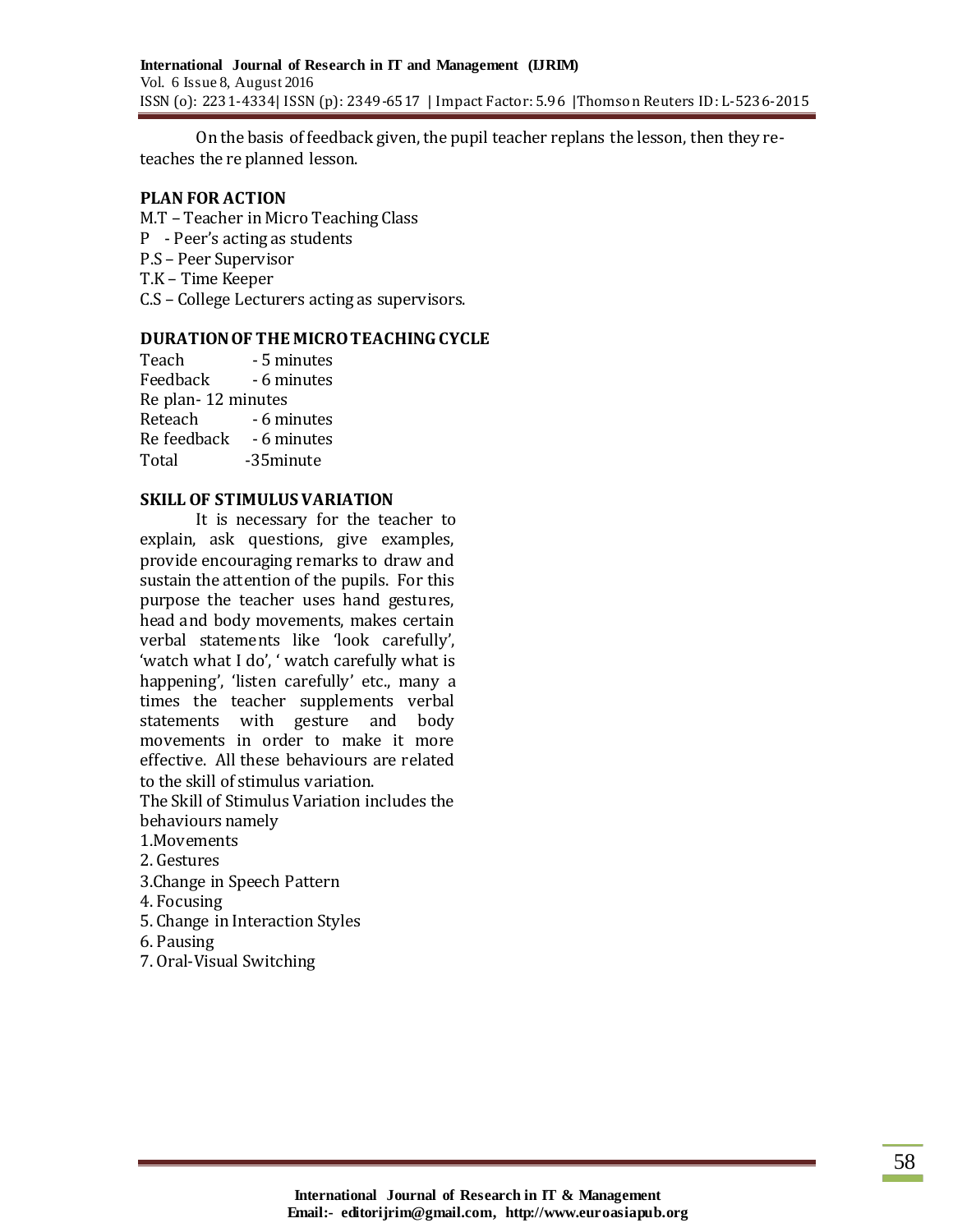On the basis of feedback given, the pupil teacher replans the lesson, then they re-teaches the re planned lesson.

## PLAN FOR ACTION

M.T – Teacher in Micro Teaching Class
P - Peer's acting as students
P.S – Peer Supervisor
T.K – Time Keeper
C.S – College Lecturers acting as supervisors.

## DURATION OF THE MICRO TEACHING CYCLE

Teach - 5 minutes
Feedback - 6 minutes
Re plan- 12 minutes
Reteach - 6 minutes
Re feedback - 6 minutes
Total -35minute

## SKILL OF STIMULUS VARIATION

It is necessary for the teacher to explain, ask questions, give examples, provide encouraging remarks to draw and sustain the attention of the pupils. For this purpose the teacher uses hand gestures, head and body movements, makes certain verbal statements like 'look carefully', 'watch what I do', ' watch carefully what is happening', 'listen carefully' etc., many a times the teacher supplements verbal statements with gesture and body movements in order to make it more effective. All these behaviours are related to the skill of stimulus variation.

The Skill of Stimulus Variation includes the behaviours namely

1. Movements
2. Gestures
3. Change in Speech Pattern
4. Focusing
5. Change in Interaction Styles
6. Pausing
7. Oral-Visual Switching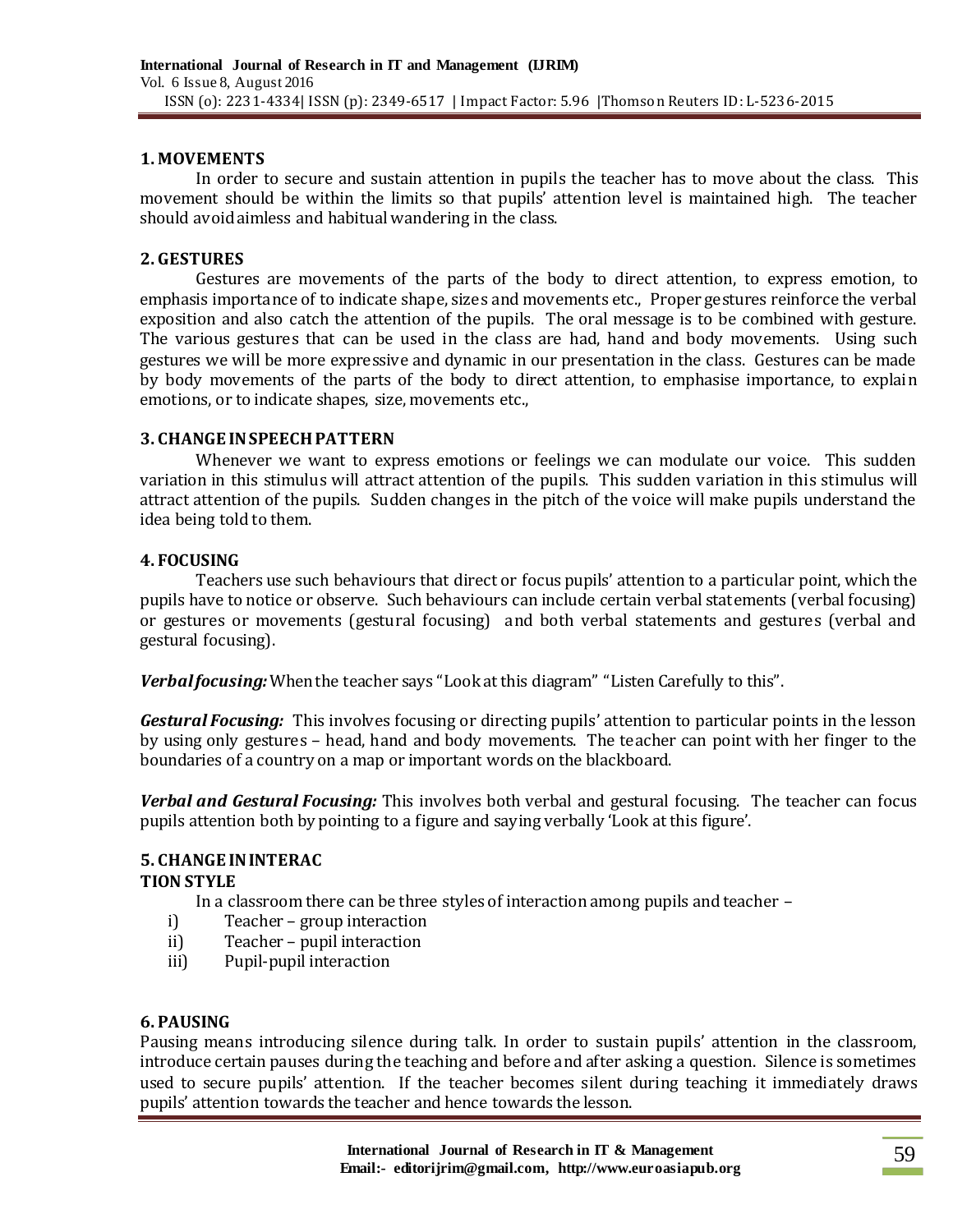## 1. MOVEMENTS

In order to secure and sustain attention in pupils the teacher has to move about the class. This movement should be within the limits so that pupils' attention level is maintained high. The teacher should avoid aimless and habitual wandering in the class.

## 2. GESTURES

Gestures are movements of the parts of the body to direct attention, to express emotion, to emphasis importance of to indicate shape, sizes and movements etc., Proper gestures reinforce the verbal exposition and also catch the attention of the pupils. The oral message is to be combined with gesture. The various gestures that can be used in the class are had, hand and body movements. Using such gestures we will be more expressive and dynamic in our presentation in the class. Gestures can be made by body movements of the parts of the body to direct attention, to emphasise importance, to explain emotions, or to indicate shapes, size, movements etc.,

## 3. CHANGE IN SPEECH PATTERN

Whenever we want to express emotions or feelings we can modulate our voice. This sudden variation in this stimulus will attract attention of the pupils. This sudden variation in this stimulus will attract attention of the pupils. Sudden changes in the pitch of the voice will make pupils understand the idea being told to them.

## 4. FOCUSING

Teachers use such behaviours that direct or focus pupils' attention to a particular point, which the pupils have to notice or observe. Such behaviours can include certain verbal statements (verbal focusing) or gestures or movements (gestural focusing) and both verbal statements and gestures (verbal and gestural focusing).

***Verbal focusing:*** When the teacher says "Look at this diagram" "Listen Carefully to this".

***Gestural Focusing:*** This involves focusing or directing pupils' attention to particular points in the lesson by using only gestures – head, hand and body movements. The teacher can point with her finger to the boundaries of a country on a map or important words on the blackboard.

***Verbal and Gestural Focusing:*** This involves both verbal and gestural focusing. The teacher can focus pupils attention both by pointing to a figure and saying verbally 'Look at this figure'.

## 5. CHANGE IN INTERAC TION STYLE

In a classroom there can be three styles of interaction among pupils and teacher –

i) Teacher – group interaction
ii) Teacher – pupil interaction
iii) Pupil-pupil interaction

## 6. PAUSING

Pausing means introducing silence during talk. In order to sustain pupils' attention in the classroom, introduce certain pauses during the teaching and before and after asking a question. Silence is sometimes used to secure pupils' attention. If the teacher becomes silent during teaching it immediately draws pupils' attention towards the teacher and hence towards the lesson.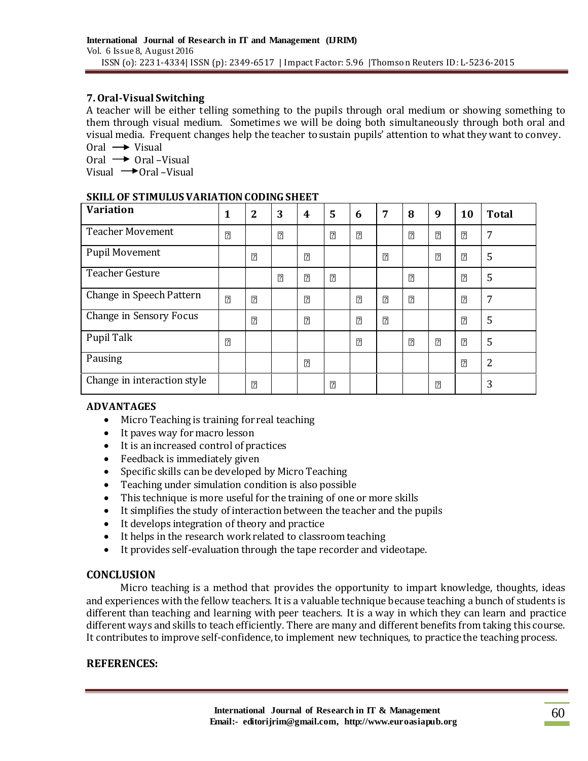### 7. Oral-Visual Switching

A teacher will be either telling something to the pupils through oral medium or showing something to them through visual medium. Sometimes we will be doing both simultaneously through both oral and visual media. Frequent changes help the teacher to sustain pupils' attention to what they want to convey.

Oral ⟶ Visual
Oral ⟶ Oral –Visual
Visual ⟶ Oral –Visual

**SKILL OF STIMULUS VARIATION CODING SHEET**

| Variation | 1 | 2 | 3 | 4 | 5 | 6 | 7 | 8 | 9 | 10 | Total |
|---|---|---|---|---|---|---|---|---|---|---|---|
| Teacher Movement | ✓ | | ✓ | | ✓ | ✓ | | ✓ | ✓ | ✓ | 7 |
| Pupil Movement | | ✓ | | ✓ | | | ✓ | | ✓ | ✓ | 5 |
| Teacher Gesture | | | ✓ | ✓ | ✓ | | | ✓ | | ✓ | 5 |
| Change in Speech Pattern | ✓ | ✓ | | ✓ | | ✓ | ✓ | ✓ | | ✓ | 7 |
| Change in Sensory Focus | | ✓ | | ✓ | | ✓ | ✓ | | | ✓ | 5 |
| Pupil Talk | ✓ | | | | | ✓ | | ✓ | ✓ | ✓ | 5 |
| Pausing | | | | ✓ | | | | | | ✓ | 2 |
| Change in interaction style | | ✓ | | | ✓ | | | | ✓ | | 3 |

## ADVANTAGES

- Micro Teaching is training for real teaching
- It paves way for macro lesson
- It is an increased control of practices
- Feedback is immediately given
- Specific skills can be developed by Micro Teaching
- Teaching under simulation condition is also possible
- This technique is more useful for the training of one or more skills
- It simplifies the study of interaction between the teacher and the pupils
- It develops integration of theory and practice
- It helps in the research work related to classroom teaching
- It provides self-evaluation through the tape recorder and videotape.

## CONCLUSION

Micro teaching is a method that provides the opportunity to impart knowledge, thoughts, ideas and experiences with the fellow teachers. It is a valuable technique because teaching a bunch of students is different than teaching and learning with peer teachers. It is a way in which they can learn and practice different ways and skills to teach efficiently. There are many and different benefits from taking this course. It contributes to improve self-confidence, to implement new techniques, to practice the teaching process.

## REFERENCES: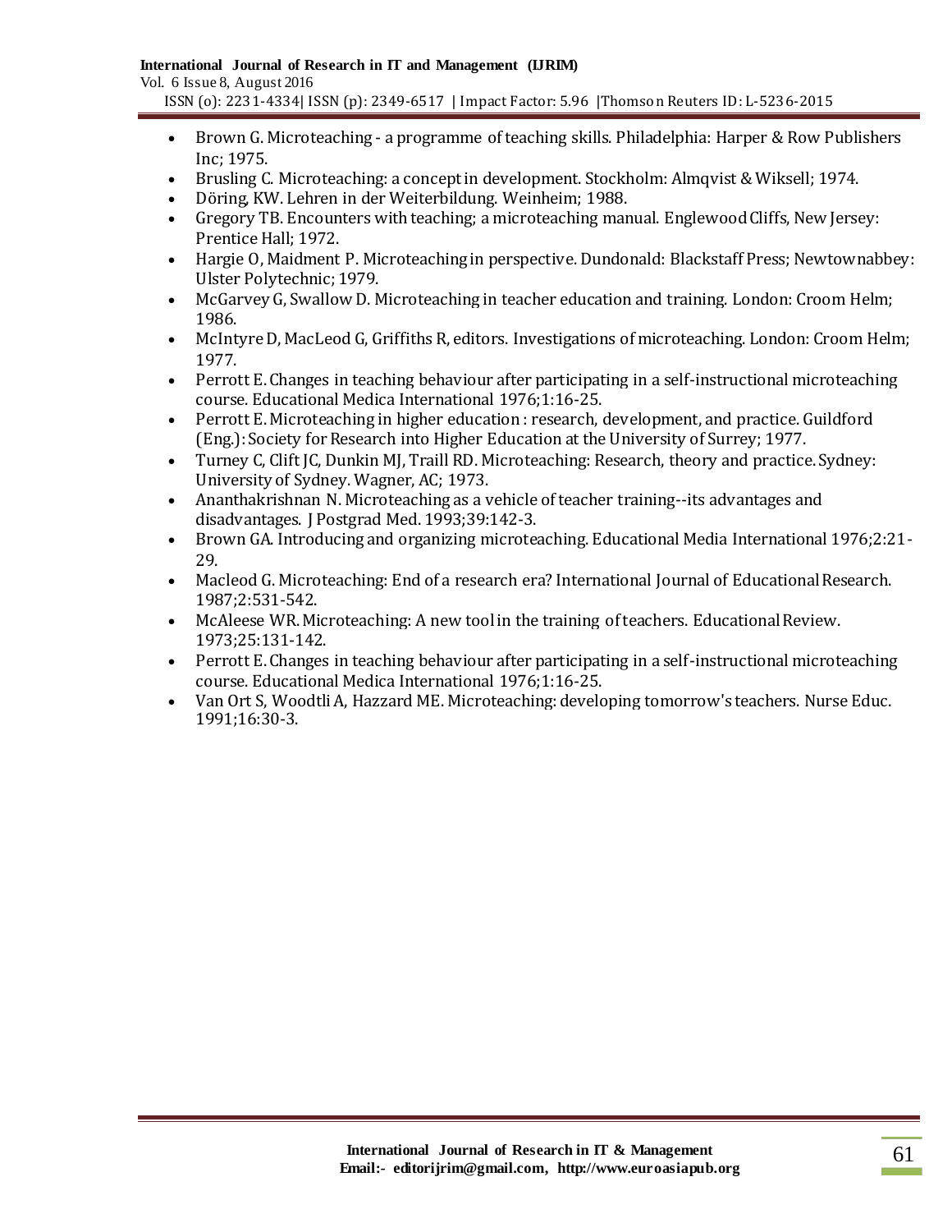- Brown G. Microteaching - a programme of teaching skills. Philadelphia: Harper & Row Publishers Inc; 1975.
- Brusling C. Microteaching: a concept in development. Stockholm: Almqvist & Wiksell; 1974.
- Döring, KW. Lehren in der Weiterbildung. Weinheim; 1988.
- Gregory TB. Encounters with teaching; a microteaching manual. Englewood Cliffs, New Jersey: Prentice Hall; 1972.
- Hargie O, Maidment P. Microteaching in perspective. Dundonald: Blackstaff Press; Newtownabbey: Ulster Polytechnic; 1979.
- McGarvey G, Swallow D. Microteaching in teacher education and training. London: Croom Helm; 1986.
- McIntyre D, MacLeod G, Griffiths R, editors. Investigations of microteaching. London: Croom Helm; 1977.
- Perrott E. Changes in teaching behaviour after participating in a self-instructional microteaching course. Educational Medica International 1976;1:16-25.
- Perrott E. Microteaching in higher education : research, development, and practice. Guildford (Eng.): Society for Research into Higher Education at the University of Surrey; 1977.
- Turney C, Clift JC, Dunkin MJ, Traill RD. Microteaching: Research, theory and practice. Sydney: University of Sydney. Wagner, AC; 1973.
- Ananthakrishnan N. Microteaching as a vehicle of teacher training--its advantages and disadvantages. J Postgrad Med. 1993;39:142-3.
- Brown GA. Introducing and organizing microteaching. Educational Media International 1976;2:21-29.
- Macleod G. Microteaching: End of a research era? International Journal of Educational Research. 1987;2:531-542.
- McAleese WR. Microteaching: A new tool in the training of teachers. Educational Review. 1973;25:131-142.
- Perrott E. Changes in teaching behaviour after participating in a self-instructional microteaching course. Educational Medica International 1976;1:16-25.
- Van Ort S, Woodtli A, Hazzard ME. Microteaching: developing tomorrow's teachers. Nurse Educ. 1991;16:30-3.